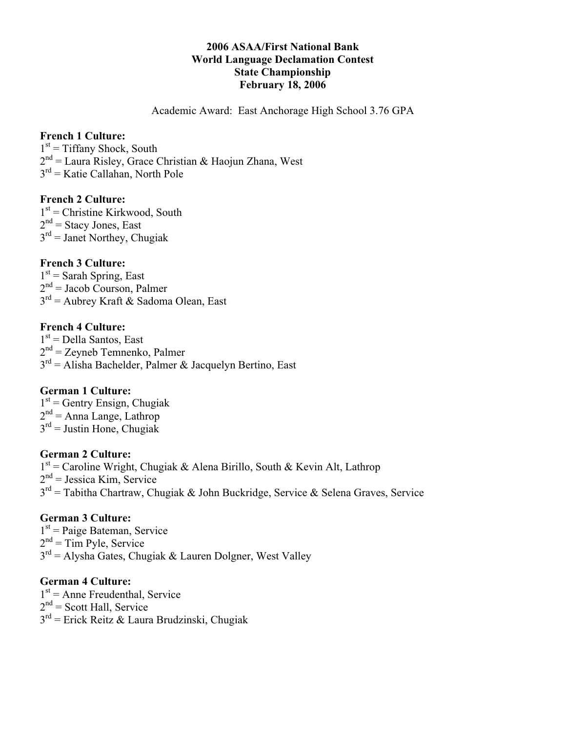**2006 ASAA/First National Bank**
**World Language Declamation Contest**
**State Championship**
**February 18, 2006**

Academic Award: East Anchorage High School 3.76 GPA

**French 1 Culture:**
1st = Tiffany Shock, South
2nd = Laura Risley, Grace Christian & Haojun Zhana, West
3rd = Katie Callahan, North Pole

**French 2 Culture:**
1st = Christine Kirkwood, South
2nd = Stacy Jones, East
3rd = Janet Northey, Chugiak

**French 3 Culture:**
1st = Sarah Spring, East
2nd = Jacob Courson, Palmer
3rd = Aubrey Kraft & Sadoma Olean, East

**French 4 Culture:**
1st = Della Santos, East
2nd = Zeyneb Temnenko, Palmer
3rd = Alisha Bachelder, Palmer & Jacquelyn Bertino, East

**German 1 Culture:**
1st = Gentry Ensign, Chugiak
2nd = Anna Lange, Lathrop
3rd = Justin Hone, Chugiak

**German 2 Culture:**
1st = Caroline Wright, Chugiak & Alena Birillo, South & Kevin Alt, Lathrop
2nd = Jessica Kim, Service
3rd = Tabitha Chartraw, Chugiak & John Buckridge, Service & Selena Graves, Service

**German 3 Culture:**
1st = Paige Bateman, Service
2nd = Tim Pyle, Service
3rd = Alysha Gates, Chugiak & Lauren Dolgner, West Valley

**German 4 Culture:**
1st = Anne Freudenthal, Service
2nd = Scott Hall, Service
3rd = Erick Reitz & Laura Brudzinski, Chugiak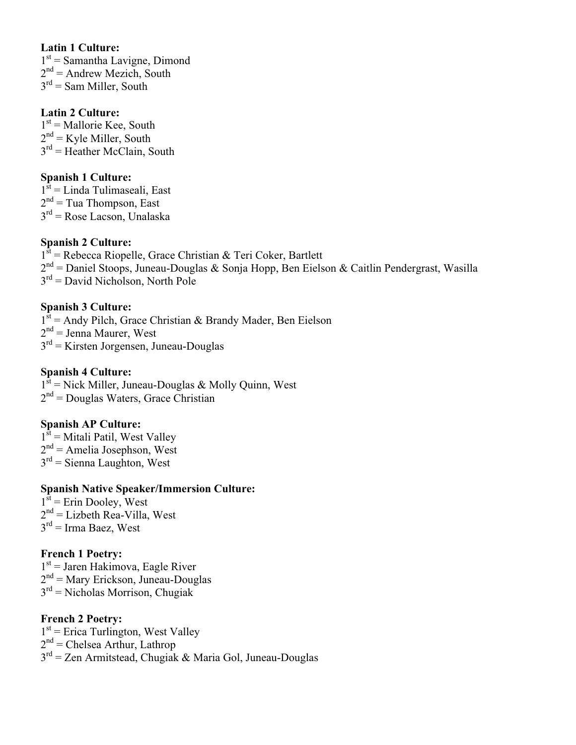**Latin 1 Culture:**
1st = Samantha Lavigne, Dimond
2nd = Andrew Mezich, South
3rd = Sam Miller, South

**Latin 2 Culture:**
1st = Mallorie Kee, South
2nd = Kyle Miller, South
3rd = Heather McClain, South

**Spanish 1 Culture:**
1st = Linda Tulimaseali, East
2nd = Tua Thompson, East
3rd = Rose Lacson, Unalaska

**Spanish 2 Culture:**
1st = Rebecca Riopelle, Grace Christian & Teri Coker, Bartlett
2nd = Daniel Stoops, Juneau-Douglas & Sonja Hopp, Ben Eielson & Caitlin Pendergrast, Wasilla
3rd = David Nicholson, North Pole

**Spanish 3 Culture:**
1st = Andy Pilch, Grace Christian & Brandy Mader, Ben Eielson
2nd = Jenna Maurer, West
3rd = Kirsten Jorgensen, Juneau-Douglas

**Spanish 4 Culture:**
1st = Nick Miller, Juneau-Douglas & Molly Quinn, West
2nd = Douglas Waters, Grace Christian

**Spanish AP Culture:**
1st = Mitali Patil, West Valley
2nd = Amelia Josephson, West
3rd = Sienna Laughton, West

**Spanish Native Speaker/Immersion Culture:**
1st = Erin Dooley, West
2nd = Lizbeth Rea-Villa, West
3rd = Irma Baez, West

**French 1 Poetry:**
1st = Jaren Hakimova, Eagle River
2nd = Mary Erickson, Juneau-Douglas
3rd = Nicholas Morrison, Chugiak

**French 2 Poetry:**
1st = Erica Turlington, West Valley
2nd = Chelsea Arthur, Lathrop
3rd = Zen Armitstead, Chugiak & Maria Gol, Juneau-Douglas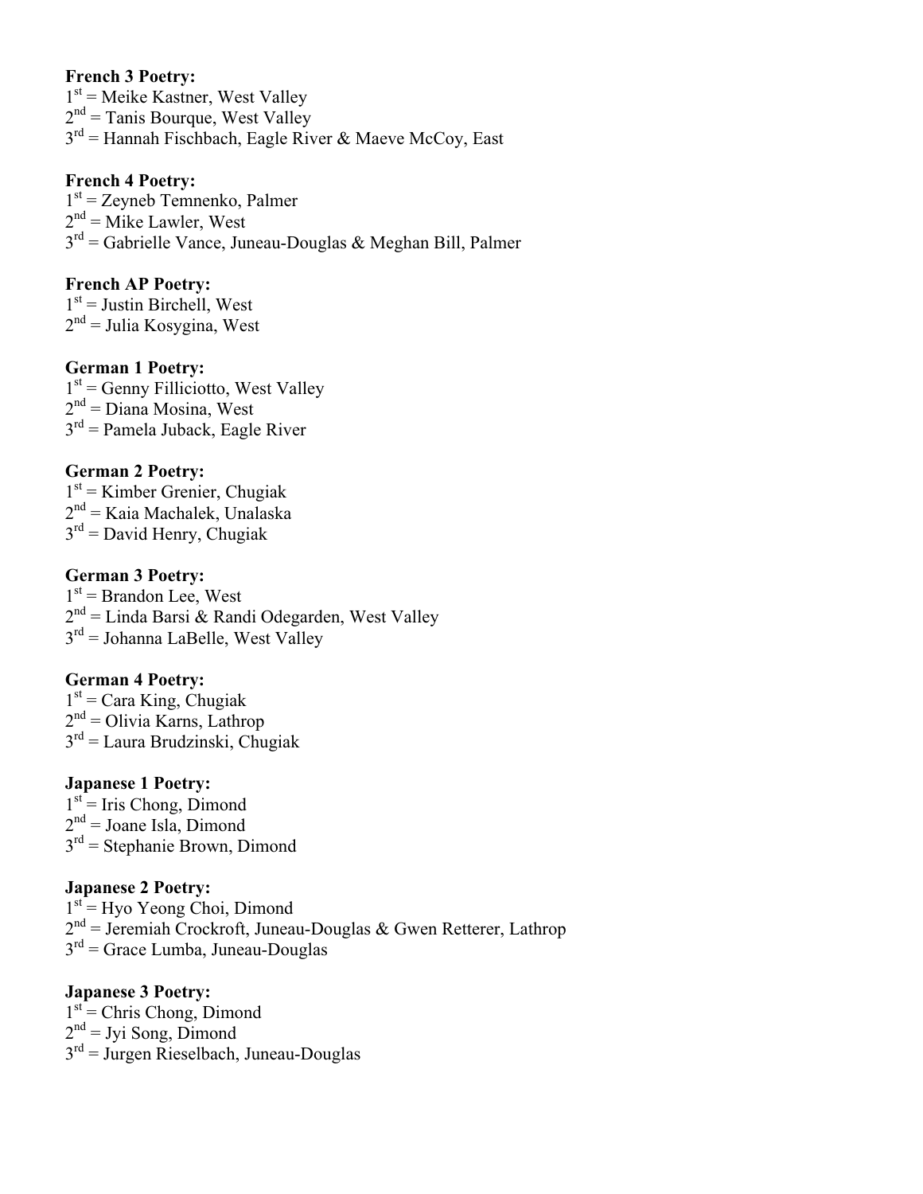**French 3 Poetry:**
1st = Meike Kastner, West Valley
2nd = Tanis Bourque, West Valley
3rd = Hannah Fischbach, Eagle River & Maeve McCoy, East

**French 4 Poetry:**
1st = Zeyneb Temnenko, Palmer
2nd = Mike Lawler, West
3rd = Gabrielle Vance, Juneau-Douglas & Meghan Bill, Palmer

**French AP Poetry:**
1st = Justin Birchell, West
2nd = Julia Kosygina, West

**German 1 Poetry:**
1st = Genny Filliciotto, West Valley
2nd = Diana Mosina, West
3rd = Pamela Juback, Eagle River

**German 2 Poetry:**
1st = Kimber Grenier, Chugiak
2nd = Kaia Machalek, Unalaska
3rd = David Henry, Chugiak

**German 3 Poetry:**
1st = Brandon Lee, West
2nd = Linda Barsi & Randi Odegarden, West Valley
3rd = Johanna LaBelle, West Valley

**German 4 Poetry:**
1st = Cara King, Chugiak
2nd = Olivia Karns, Lathrop
3rd = Laura Brudzinski, Chugiak

**Japanese 1 Poetry:**
1st = Iris Chong, Dimond
2nd = Joane Isla, Dimond
3rd = Stephanie Brown, Dimond

**Japanese 2 Poetry:**
1st = Hyo Yeong Choi, Dimond
2nd = Jeremiah Crockroft, Juneau-Douglas & Gwen Retterer, Lathrop
3rd = Grace Lumba, Juneau-Douglas

**Japanese 3 Poetry:**
1st = Chris Chong, Dimond
2nd = Jyi Song, Dimond
3rd = Jurgen Rieselbach, Juneau-Douglas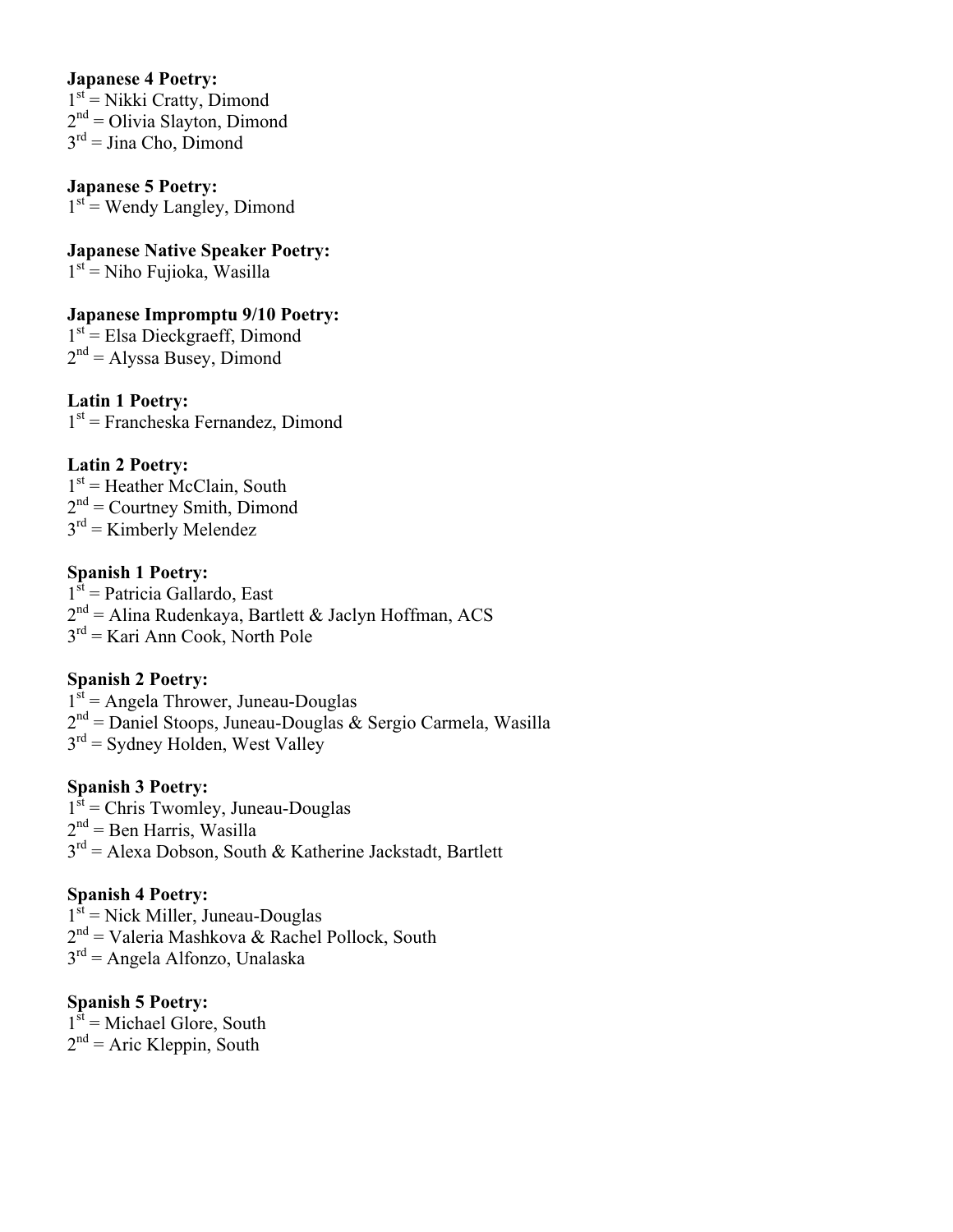**Japanese 4 Poetry:**
1st = Nikki Cratty, Dimond
2nd = Olivia Slayton, Dimond
3rd = Jina Cho, Dimond

**Japanese 5 Poetry:**
1st = Wendy Langley, Dimond

**Japanese Native Speaker Poetry:**
1st = Niho Fujioka, Wasilla

**Japanese Impromptu 9/10 Poetry:**
1st = Elsa Dieckgraeff, Dimond
2nd = Alyssa Busey, Dimond

**Latin 1 Poetry:**
1st = Francheska Fernandez, Dimond

**Latin 2 Poetry:**
1st = Heather McClain, South
2nd = Courtney Smith, Dimond
3rd = Kimberly Melendez

**Spanish 1 Poetry:**
1st = Patricia Gallardo, East
2nd = Alina Rudenkaya, Bartlett & Jaclyn Hoffman, ACS
3rd = Kari Ann Cook, North Pole

**Spanish 2 Poetry:**
1st = Angela Thrower, Juneau-Douglas
2nd = Daniel Stoops, Juneau-Douglas & Sergio Carmela, Wasilla
3rd = Sydney Holden, West Valley

**Spanish 3 Poetry:**
1st = Chris Twomley, Juneau-Douglas
2nd = Ben Harris, Wasilla
3rd = Alexa Dobson, South & Katherine Jackstadt, Bartlett

**Spanish 4 Poetry:**
1st = Nick Miller, Juneau-Douglas
2nd = Valeria Mashkova & Rachel Pollock, South
3rd = Angela Alfonzo, Unalaska

**Spanish 5 Poetry:**
1st = Michael Glore, South
2nd = Aric Kleppin, South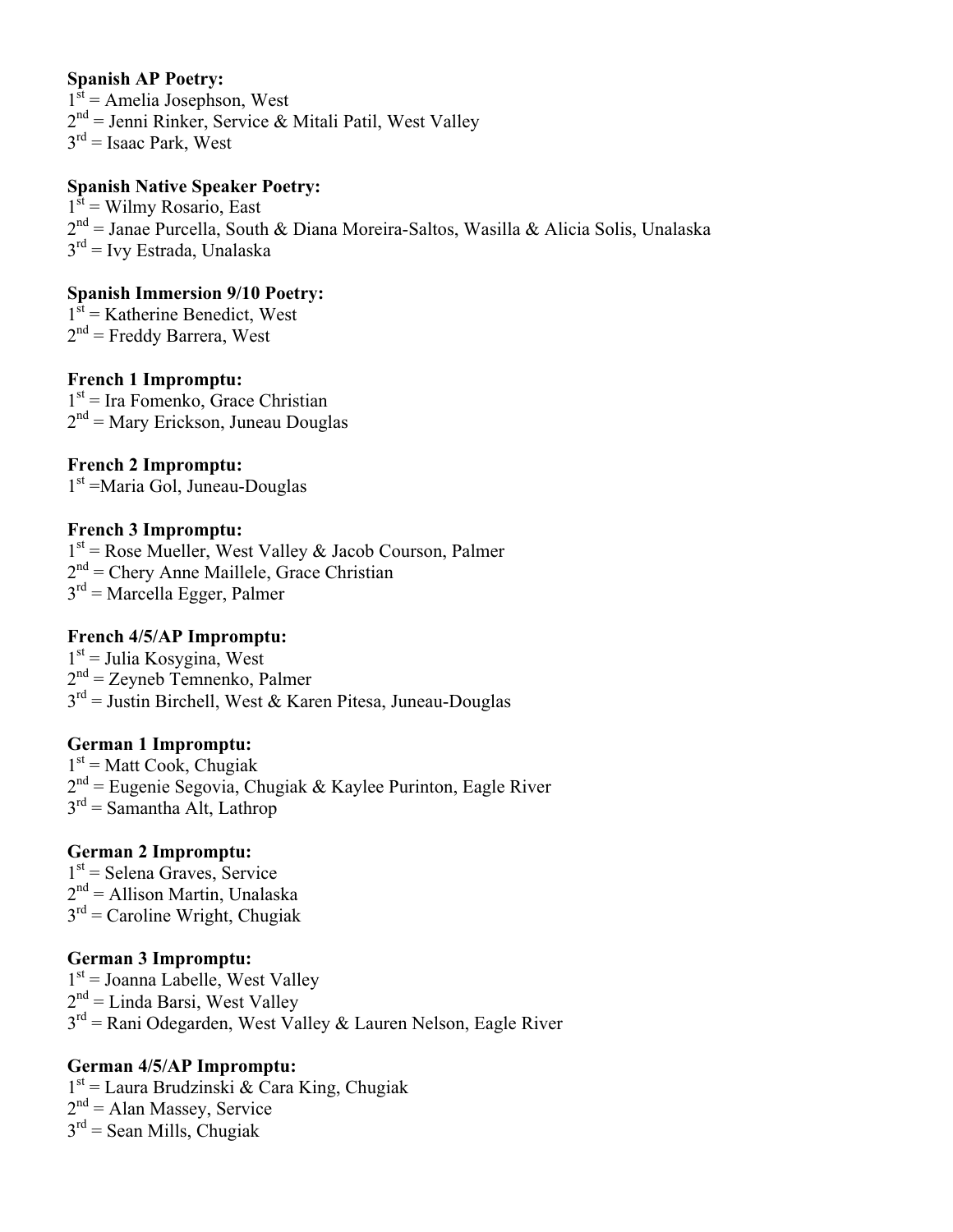**Spanish AP Poetry:**
1st = Amelia Josephson, West
2nd = Jenni Rinker, Service & Mitali Patil, West Valley
3rd = Isaac Park, West

**Spanish Native Speaker Poetry:**
1st = Wilmy Rosario, East
2nd = Janae Purcella, South & Diana Moreira-Saltos, Wasilla & Alicia Solis, Unalaska
3rd = Ivy Estrada, Unalaska

**Spanish Immersion 9/10 Poetry:**
1st = Katherine Benedict, West
2nd = Freddy Barrera, West

**French 1 Impromptu:**
1st = Ira Fomenko, Grace Christian
2nd = Mary Erickson, Juneau Douglas

**French 2 Impromptu:**
1st =Maria Gol, Juneau-Douglas

**French 3 Impromptu:**
1st = Rose Mueller, West Valley & Jacob Courson, Palmer
2nd = Chery Anne Maillele, Grace Christian
3rd = Marcella Egger, Palmer

**French 4/5/AP Impromptu:**
1st = Julia Kosygina, West
2nd = Zeyneb Temnenko, Palmer
3rd = Justin Birchell, West & Karen Pitesa, Juneau-Douglas

**German 1 Impromptu:**
1st = Matt Cook, Chugiak
2nd = Eugenie Segovia, Chugiak & Kaylee Purinton, Eagle River
3rd = Samantha Alt, Lathrop

**German 2 Impromptu:**
1st = Selena Graves, Service
2nd = Allison Martin, Unalaska
3rd = Caroline Wright, Chugiak

**German 3 Impromptu:**
1st = Joanna Labelle, West Valley
2nd = Linda Barsi, West Valley
3rd = Rani Odegarden, West Valley & Lauren Nelson, Eagle River

**German 4/5/AP Impromptu:**
1st = Laura Brudzinski & Cara King, Chugiak
2nd = Alan Massey, Service
3rd = Sean Mills, Chugiak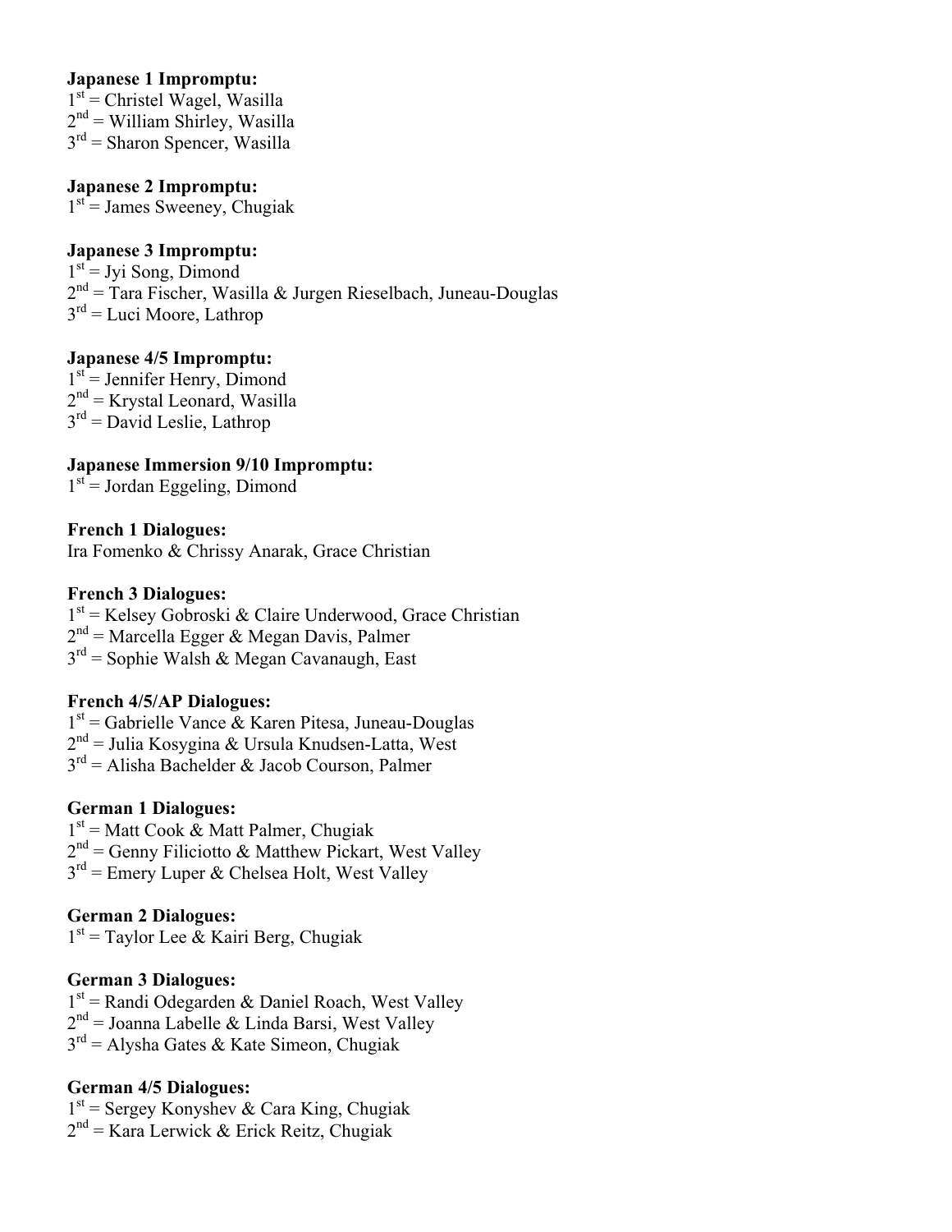**Japanese 1 Impromptu:**
1st = Christel Wagel, Wasilla
2nd = William Shirley, Wasilla
3rd = Sharon Spencer, Wasilla

**Japanese 2 Impromptu:**
1st = James Sweeney, Chugiak

**Japanese 3 Impromptu:**
1st = Jyi Song, Dimond
2nd = Tara Fischer, Wasilla & Jurgen Rieselbach, Juneau-Douglas
3rd = Luci Moore, Lathrop

**Japanese 4/5 Impromptu:**
1st = Jennifer Henry, Dimond
2nd = Krystal Leonard, Wasilla
3rd = David Leslie, Lathrop

**Japanese Immersion 9/10 Impromptu:**
1st = Jordan Eggeling, Dimond

**French 1 Dialogues:**
Ira Fomenko & Chrissy Anarak, Grace Christian

**French 3 Dialogues:**
1st = Kelsey Gobroski & Claire Underwood, Grace Christian
2nd = Marcella Egger & Megan Davis, Palmer
3rd = Sophie Walsh & Megan Cavanaugh, East

**French 4/5/AP Dialogues:**
1st = Gabrielle Vance & Karen Pitesa, Juneau-Douglas
2nd = Julia Kosygina & Ursula Knudsen-Latta, West
3rd = Alisha Bachelder & Jacob Courson, Palmer

**German 1 Dialogues:**
1st = Matt Cook & Matt Palmer, Chugiak
2nd = Genny Filiciotto & Matthew Pickart, West Valley
3rd = Emery Luper & Chelsea Holt, West Valley

**German 2 Dialogues:**
1st = Taylor Lee & Kairi Berg, Chugiak

**German 3 Dialogues:**
1st = Randi Odegarden & Daniel Roach, West Valley
2nd = Joanna Labelle & Linda Barsi, West Valley
3rd = Alysha Gates & Kate Simeon, Chugiak

**German 4/5 Dialogues:**
1st = Sergey Konyshev & Cara King, Chugiak
2nd = Kara Lerwick & Erick Reitz, Chugiak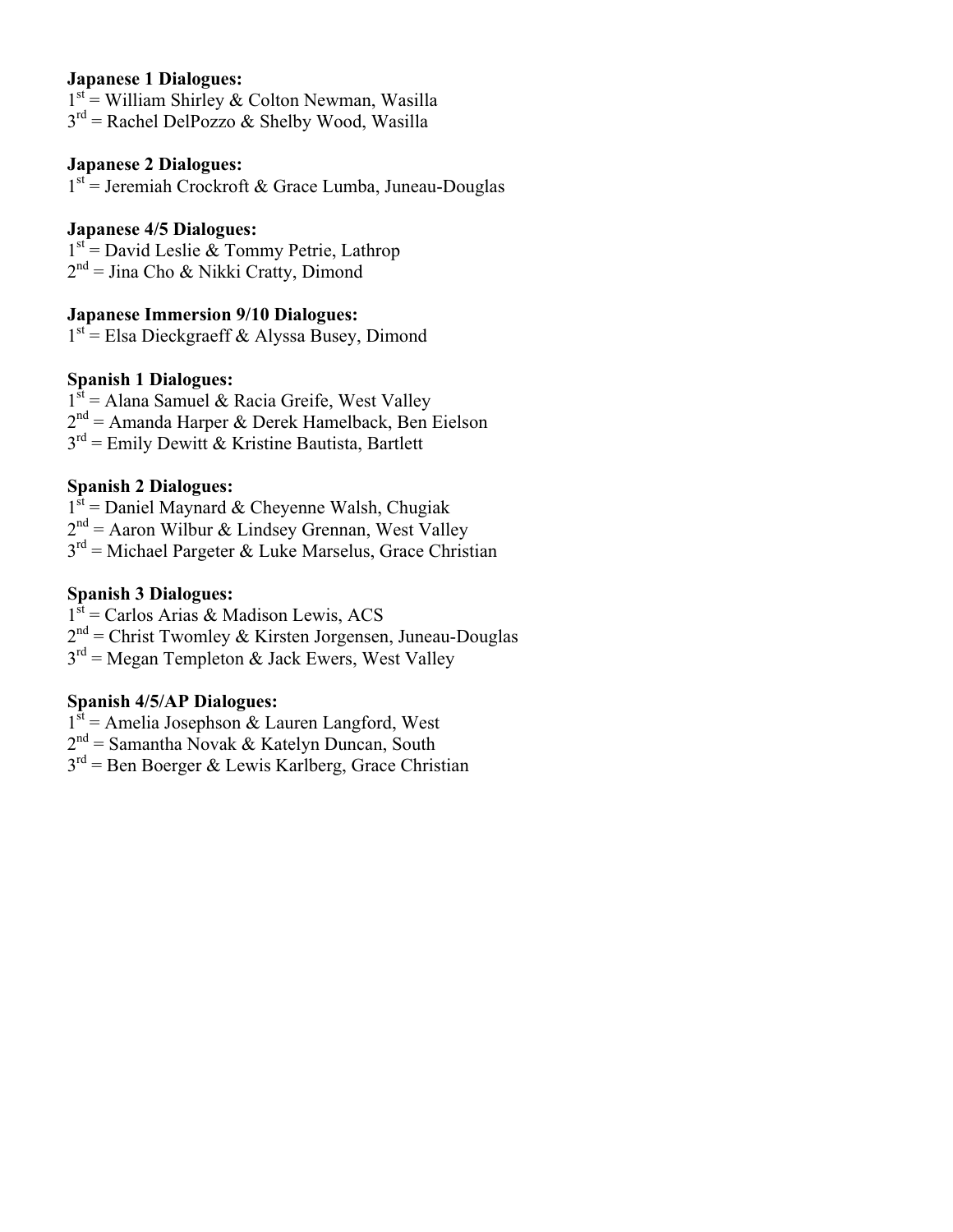**Japanese 1 Dialogues:**
1st = William Shirley & Colton Newman, Wasilla
3rd = Rachel DelPozzo & Shelby Wood, Wasilla

**Japanese 2 Dialogues:**
1st = Jeremiah Crockroft & Grace Lumba, Juneau-Douglas

**Japanese 4/5 Dialogues:**
1st = David Leslie & Tommy Petrie, Lathrop
2nd = Jina Cho & Nikki Cratty, Dimond

**Japanese Immersion 9/10 Dialogues:**
1st = Elsa Dieckgraeff & Alyssa Busey, Dimond

**Spanish 1 Dialogues:**
1st = Alana Samuel & Racia Greife, West Valley
2nd = Amanda Harper & Derek Hamelback, Ben Eielson
3rd = Emily Dewitt & Kristine Bautista, Bartlett

**Spanish 2 Dialogues:**
1st = Daniel Maynard & Cheyenne Walsh, Chugiak
2nd = Aaron Wilbur & Lindsey Grennan, West Valley
3rd = Michael Pargeter & Luke Marselus, Grace Christian

**Spanish 3 Dialogues:**
1st = Carlos Arias & Madison Lewis, ACS
2nd = Christ Twomley & Kirsten Jorgensen, Juneau-Douglas
3rd = Megan Templeton & Jack Ewers, West Valley

**Spanish 4/5/AP Dialogues:**
1st = Amelia Josephson & Lauren Langford, West
2nd = Samantha Novak & Katelyn Duncan, South
3rd = Ben Boerger & Lewis Karlberg, Grace Christian